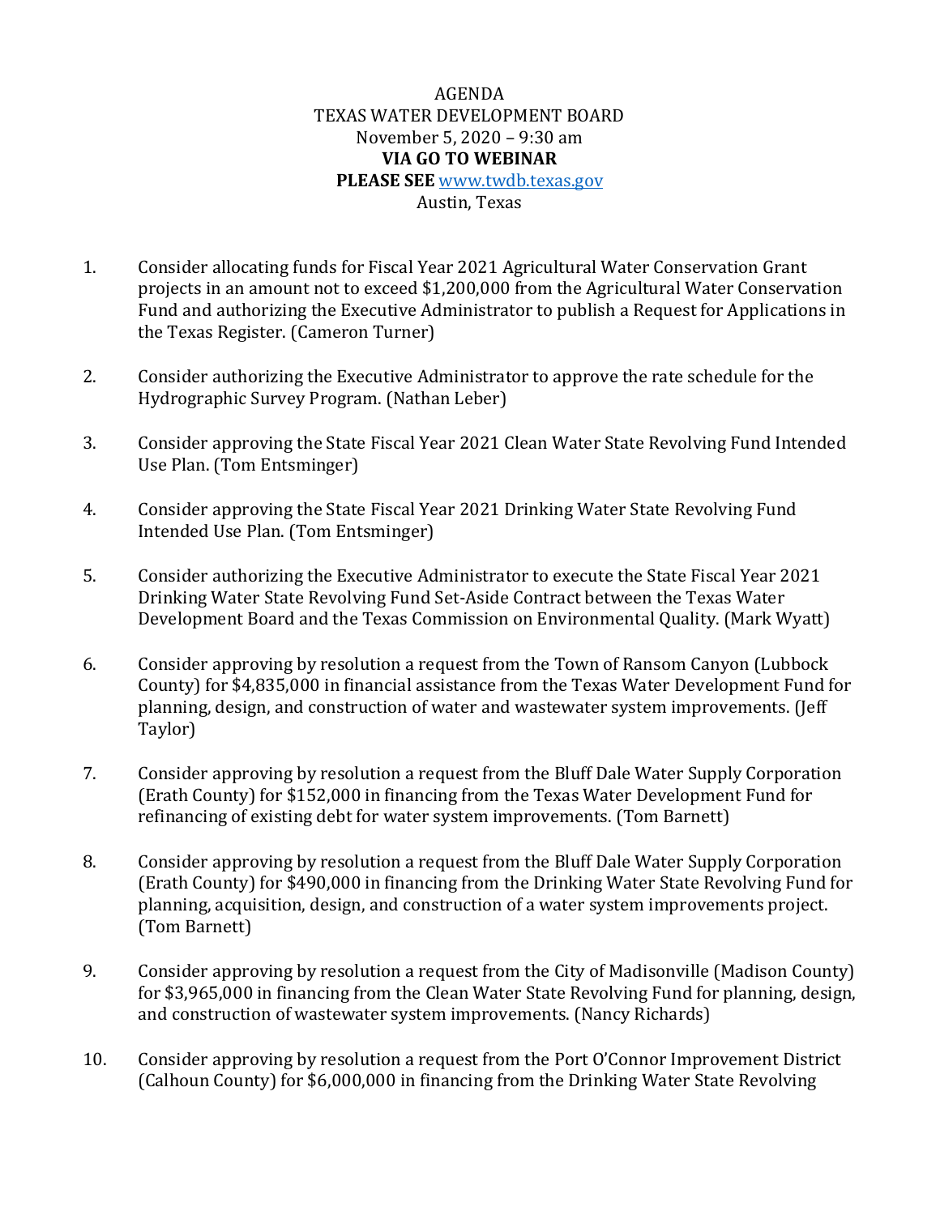# AGENDA
## TEXAS WATER DEVELOPMENT BOARD
November 5, 2020 – 9:30 am
**VIA GO TO WEBINAR**
**PLEASE SEE** www.twdb.texas.gov
Austin, Texas

1. Consider allocating funds for Fiscal Year 2021 Agricultural Water Conservation Grant projects in an amount not to exceed $1,200,000 from the Agricultural Water Conservation Fund and authorizing the Executive Administrator to publish a Request for Applications in the Texas Register. (Cameron Turner)

2. Consider authorizing the Executive Administrator to approve the rate schedule for the Hydrographic Survey Program. (Nathan Leber)

3. Consider approving the State Fiscal Year 2021 Clean Water State Revolving Fund Intended Use Plan. (Tom Entsminger)

4. Consider approving the State Fiscal Year 2021 Drinking Water State Revolving Fund Intended Use Plan. (Tom Entsminger)

5. Consider authorizing the Executive Administrator to execute the State Fiscal Year 2021 Drinking Water State Revolving Fund Set-Aside Contract between the Texas Water Development Board and the Texas Commission on Environmental Quality. (Mark Wyatt)

6. Consider approving by resolution a request from the Town of Ransom Canyon (Lubbock County) for $4,835,000 in financial assistance from the Texas Water Development Fund for planning, design, and construction of water and wastewater system improvements. (Jeff Taylor)

7. Consider approving by resolution a request from the Bluff Dale Water Supply Corporation (Erath County) for $152,000 in financing from the Texas Water Development Fund for refinancing of existing debt for water system improvements. (Tom Barnett)

8. Consider approving by resolution a request from the Bluff Dale Water Supply Corporation (Erath County) for $490,000 in financing from the Drinking Water State Revolving Fund for planning, acquisition, design, and construction of a water system improvements project. (Tom Barnett)

9. Consider approving by resolution a request from the City of Madisonville (Madison County) for $3,965,000 in financing from the Clean Water State Revolving Fund for planning, design, and construction of wastewater system improvements. (Nancy Richards)

10. Consider approving by resolution a request from the Port O'Connor Improvement District (Calhoun County) for $6,000,000 in financing from the Drinking Water State Revolving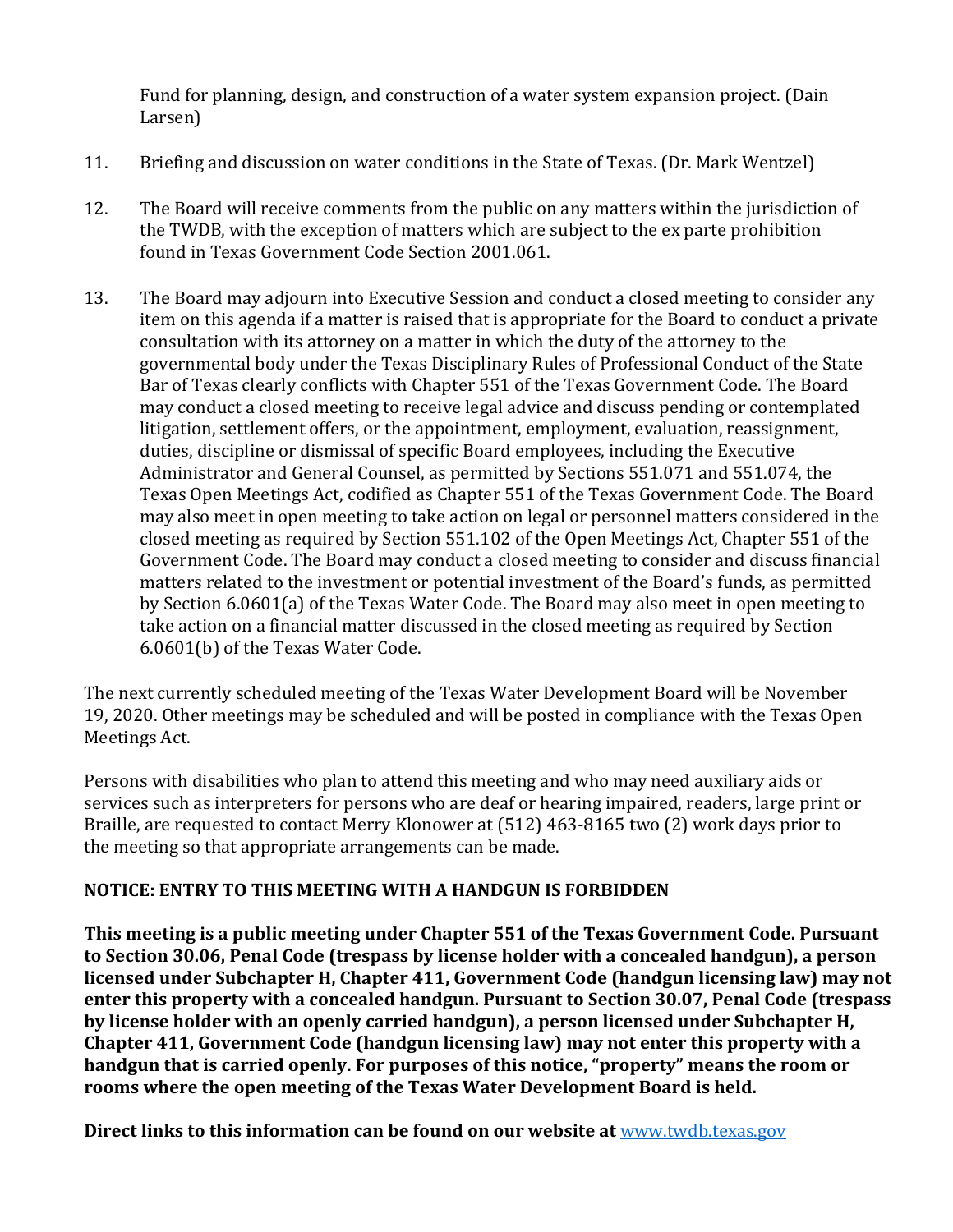Fund for planning, design, and construction of a water system expansion project. (Dain Larsen)

11. Briefing and discussion on water conditions in the State of Texas. (Dr. Mark Wentzel)

12. The Board will receive comments from the public on any matters within the jurisdiction of the TWDB, with the exception of matters which are subject to the ex parte prohibition found in Texas Government Code Section 2001.061.

13. The Board may adjourn into Executive Session and conduct a closed meeting to consider any item on this agenda if a matter is raised that is appropriate for the Board to conduct a private consultation with its attorney on a matter in which the duty of the attorney to the governmental body under the Texas Disciplinary Rules of Professional Conduct of the State Bar of Texas clearly conflicts with Chapter 551 of the Texas Government Code. The Board may conduct a closed meeting to receive legal advice and discuss pending or contemplated litigation, settlement offers, or the appointment, employment, evaluation, reassignment, duties, discipline or dismissal of specific Board employees, including the Executive Administrator and General Counsel, as permitted by Sections 551.071 and 551.074, the Texas Open Meetings Act, codified as Chapter 551 of the Texas Government Code. The Board may also meet in open meeting to take action on legal or personnel matters considered in the closed meeting as required by Section 551.102 of the Open Meetings Act, Chapter 551 of the Government Code. The Board may conduct a closed meeting to consider and discuss financial matters related to the investment or potential investment of the Board's funds, as permitted by Section 6.0601(a) of the Texas Water Code. The Board may also meet in open meeting to take action on a financial matter discussed in the closed meeting as required by Section 6.0601(b) of the Texas Water Code.

The next currently scheduled meeting of the Texas Water Development Board will be November 19, 2020. Other meetings may be scheduled and will be posted in compliance with the Texas Open Meetings Act.

Persons with disabilities who plan to attend this meeting and who may need auxiliary aids or services such as interpreters for persons who are deaf or hearing impaired, readers, large print or Braille, are requested to contact Merry Klonower at (512) 463-8165 two (2) work days prior to the meeting so that appropriate arrangements can be made.

**NOTICE: ENTRY TO THIS MEETING WITH A HANDGUN IS FORBIDDEN**

**This meeting is a public meeting under Chapter 551 of the Texas Government Code. Pursuant to Section 30.06, Penal Code (trespass by license holder with a concealed handgun), a person licensed under Subchapter H, Chapter 411, Government Code (handgun licensing law) may not enter this property with a concealed handgun. Pursuant to Section 30.07, Penal Code (trespass by license holder with an openly carried handgun), a person licensed under Subchapter H, Chapter 411, Government Code (handgun licensing law) may not enter this property with a handgun that is carried openly. For purposes of this notice, "property" means the room or rooms where the open meeting of the Texas Water Development Board is held.**

**Direct links to this information can be found on our website at** [www.twdb.texas.gov](http://www.twdb.texas.gov)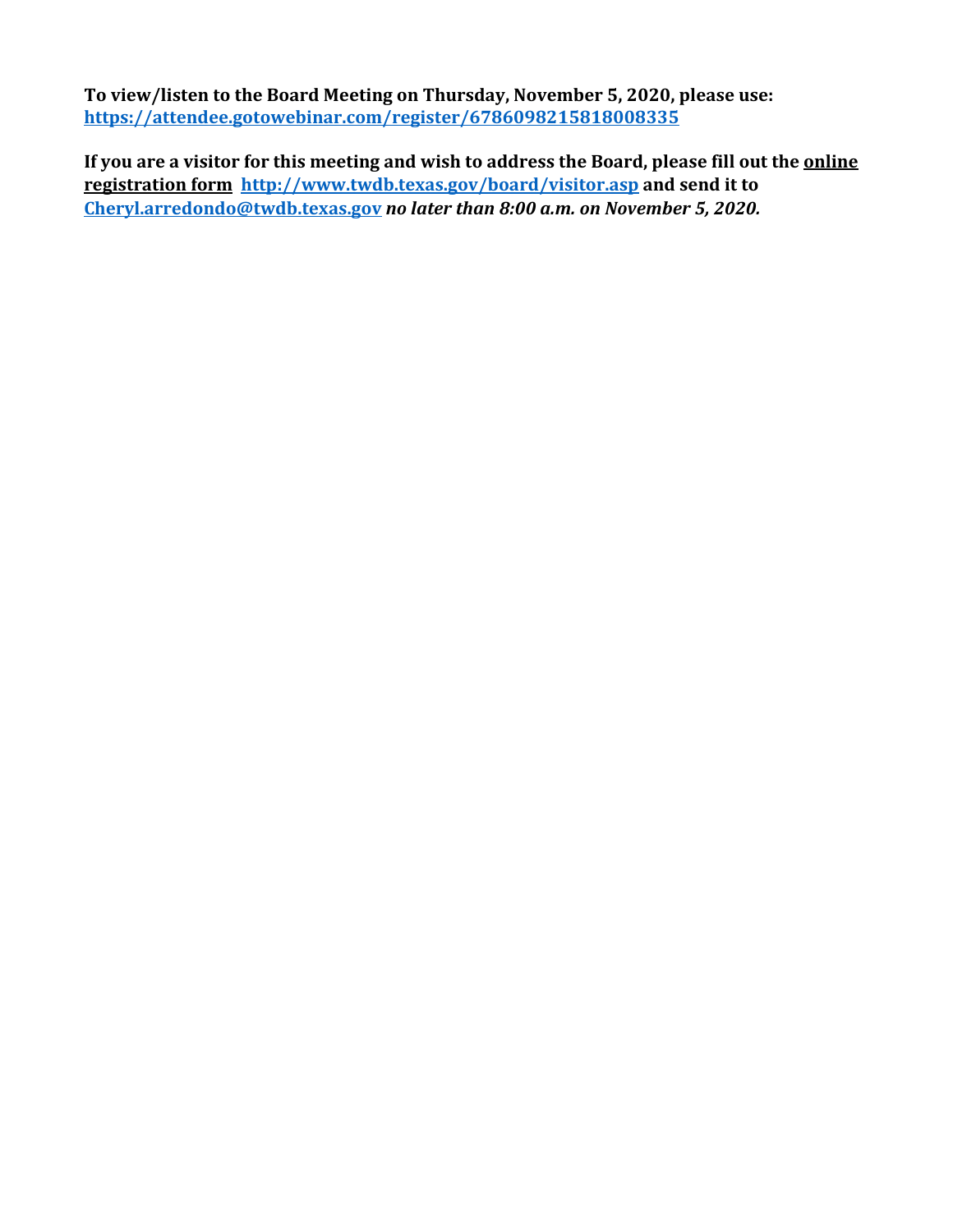**To view/listen to the Board Meeting on Thursday, November 5, 2020, please use: https://attendee.gotowebinar.com/register/6786098215818008335**

**If you are a visitor for this meeting and wish to address the Board, please fill out the online registration form http://www.twdb.texas.gov/board/visitor.asp and send it to Cheryl.arredondo@twdb.texas.gov** ***no later than 8:00 a.m. on November 5, 2020.***